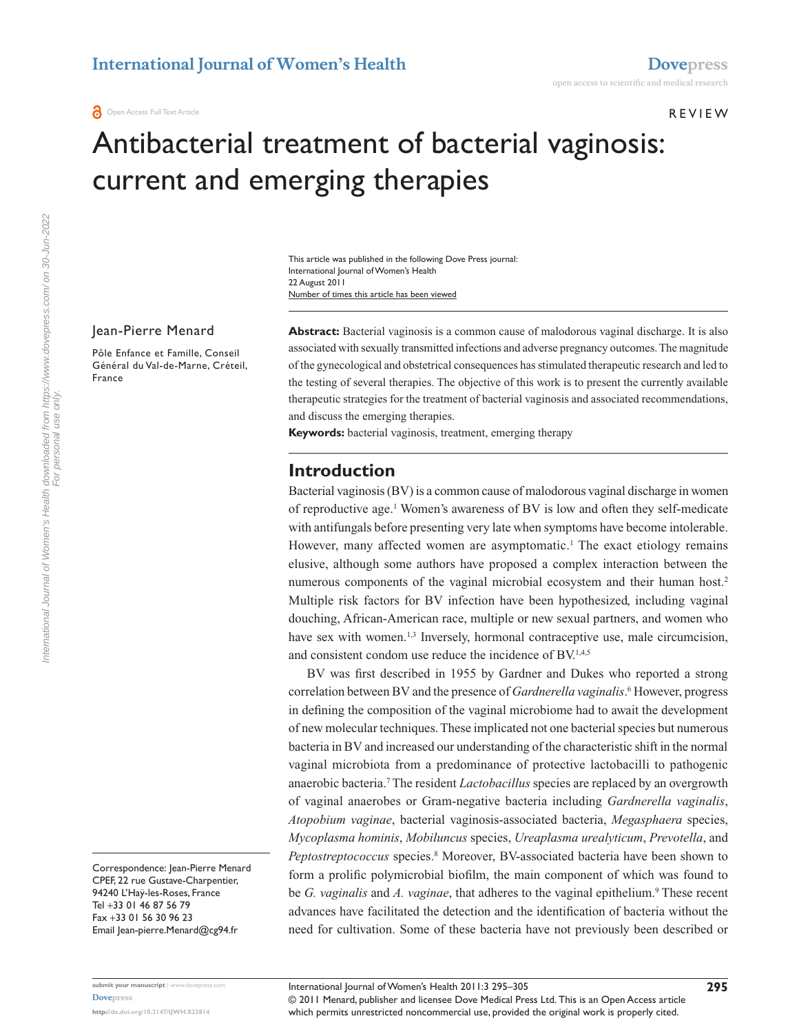REVIEW

# Antibacterial treatment of bacterial vaginosis: current and emerging therapies

This article was published in the following Dove Press journal:
International Journal of Women's Health
22 August 2011
Number of times this article has been viewed

Jean-Pierre Menard

Pôle Enfance et Famille, Conseil Général du Val-de-Marne, Créteil, France

Correspondence: Jean-Pierre Menard
CPEF, 22 rue Gustave-Charpentier, 94240 L'Haÿ-les-Roses, France
Tel +33 01 46 87 56 79
Fax +33 01 56 30 96 23
Email Jean-pierre.Menard@cg94.fr

**Abstract:** Bacterial vaginosis is a common cause of malodorous vaginal discharge. It is also associated with sexually transmitted infections and adverse pregnancy outcomes. The magnitude of the gynecological and obstetrical consequences has stimulated therapeutic research and led to the testing of several therapies. The objective of this work is to present the currently available therapeutic strategies for the treatment of bacterial vaginosis and associated recommendations, and discuss the emerging therapies.

**Keywords:** bacterial vaginosis, treatment, emerging therapy

## Introduction

Bacterial vaginosis (BV) is a common cause of malodorous vaginal discharge in women of reproductive age.[1] Women's awareness of BV is low and often they self-medicate with antifungals before presenting very late when symptoms have become intolerable. However, many affected women are asymptomatic.[1] The exact etiology remains elusive, although some authors have proposed a complex interaction between the numerous components of the vaginal microbial ecosystem and their human host.[2] Multiple risk factors for BV infection have been hypothesized, including vaginal douching, African-American race, multiple or new sexual partners, and women who have sex with women.[1,3] Inversely, hormonal contraceptive use, male circumcision, and consistent condom use reduce the incidence of BV.[1,4,5]

BV was first described in 1955 by Gardner and Dukes who reported a strong correlation between BV and the presence of *Gardnerella vaginalis*.[6] However, progress in defining the composition of the vaginal microbiome had to await the development of new molecular techniques. These implicated not one bacterial species but numerous bacteria in BV and increased our understanding of the characteristic shift in the normal vaginal microbiota from a predominance of protective lactobacilli to pathogenic anaerobic bacteria.[7] The resident *Lactobacillus* species are replaced by an overgrowth of vaginal anaerobes or Gram-negative bacteria including *Gardnerella vaginalis*, *Atopobium vaginae*, bacterial vaginosis-associated bacteria, *Megasphaera* species, *Mycoplasma hominis*, *Mobiluncus* species, *Ureaplasma urealyticum*, *Prevotella*, and *Peptostreptococcus* species.[8] Moreover, BV-associated bacteria have been shown to form a prolific polymicrobial biofilm, the main component of which was found to be *G. vaginalis* and *A. vaginae*, that adheres to the vaginal epithelium.[9] These recent advances have facilitated the detection and the identification of bacteria without the need for cultivation. Some of these bacteria have not previously been described or

© 2011 Menard, publisher and licensee Dove Medical Press Ltd. This is an Open Access article which permits unrestricted noncommercial use, provided the original work is properly cited.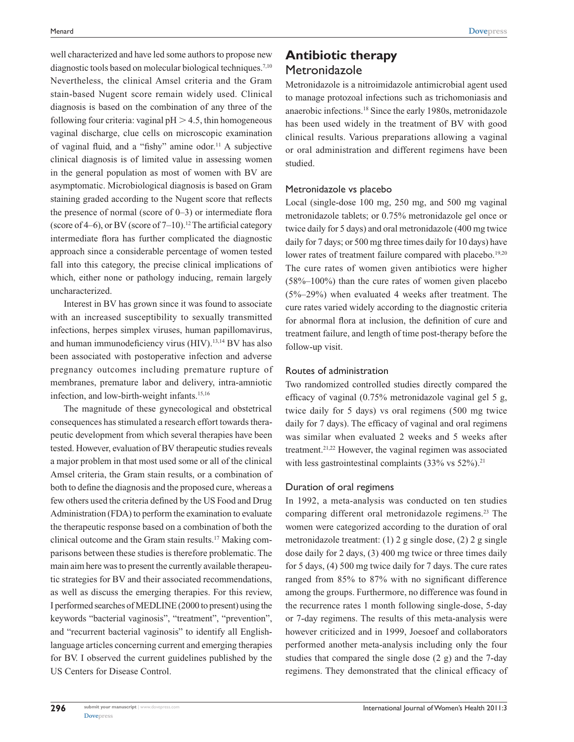well characterized and have led some authors to propose new diagnostic tools based on molecular biological techniques.[7,10] Nevertheless, the clinical Amsel criteria and the Gram stain-based Nugent score remain widely used. Clinical diagnosis is based on the combination of any three of the following four criteria: vaginal pH $> 4.5$, thin homogeneous vaginal discharge, clue cells on microscopic examination of vaginal fluid, and a "fishy" amine odor.[11] A subjective clinical diagnosis is of limited value in assessing women in the general population as most of women with BV are asymptomatic. Microbiological diagnosis is based on Gram staining graded according to the Nugent score that reflects the presence of normal (score of 0–3) or intermediate flora (score of 4–6), or BV (score of 7–10).[12] The artificial category intermediate flora has further complicated the diagnostic approach since a considerable percentage of women tested fall into this category, the precise clinical implications of which, either none or pathology inducing, remain largely uncharacterized.

Interest in BV has grown since it was found to associate with an increased susceptibility to sexually transmitted infections, herpes simplex viruses, human papillomavirus, and human immunodeficiency virus (HIV).[13,14] BV has also been associated with postoperative infection and adverse pregnancy outcomes including premature rupture of membranes, premature labor and delivery, intra-amniotic infection, and low-birth-weight infants.[15,16]

The magnitude of these gynecological and obstetrical consequences has stimulated a research effort towards therapeutic development from which several therapies have been tested. However, evaluation of BV therapeutic studies reveals a major problem in that most used some or all of the clinical Amsel criteria, the Gram stain results, or a combination of both to define the diagnosis and the proposed cure, whereas a few others used the criteria defined by the US Food and Drug Administration (FDA) to perform the examination to evaluate the therapeutic response based on a combination of both the clinical outcome and the Gram stain results.[17] Making comparisons between these studies is therefore problematic. The main aim here was to present the currently available therapeutic strategies for BV and their associated recommendations, as well as discuss the emerging therapies. For this review, I performed searches of MEDLINE (2000 to present) using the keywords "bacterial vaginosis", "treatment", "prevention", and "recurrent bacterial vaginosis" to identify all English-language articles concerning current and emerging therapies for BV. I observed the current guidelines published by the US Centers for Disease Control.

## Antibiotic therapy

### Metronidazole

Metronidazole is a nitroimidazole antimicrobial agent used to manage protozoal infections such as trichomoniasis and anaerobic infections.[18] Since the early 1980s, metronidazole has been used widely in the treatment of BV with good clinical results. Various preparations allowing a vaginal or oral administration and different regimens have been studied.

#### Metronidazole vs placebo

Local (single-dose 100 mg, 250 mg, and 500 mg vaginal metronidazole tablets; or 0.75% metronidazole gel once or twice daily for 5 days) and oral metronidazole (400 mg twice daily for 7 days; or 500 mg three times daily for 10 days) have lower rates of treatment failure compared with placebo.[19,20] The cure rates of women given antibiotics were higher (58%–100%) than the cure rates of women given placebo (5%–29%) when evaluated 4 weeks after treatment. The cure rates varied widely according to the diagnostic criteria for abnormal flora at inclusion, the definition of cure and treatment failure, and length of time post-therapy before the follow-up visit.

#### Routes of administration

Two randomized controlled studies directly compared the efficacy of vaginal (0.75% metronidazole vaginal gel 5 g, twice daily for 5 days) vs oral regimens (500 mg twice daily for 7 days). The efficacy of vaginal and oral regimens was similar when evaluated 2 weeks and 5 weeks after treatment.[21,22] However, the vaginal regimen was associated with less gastrointestinal complaints (33% vs 52%).[21]

#### Duration of oral regimens

In 1992, a meta-analysis was conducted on ten studies comparing different oral metronidazole regimens.[23] The women were categorized according to the duration of oral metronidazole treatment: (1) 2 g single dose, (2) 2 g single dose daily for 2 days, (3) 400 mg twice or three times daily for 5 days, (4) 500 mg twice daily for 7 days. The cure rates ranged from 85% to 87% with no significant difference among the groups. Furthermore, no difference was found in the recurrence rates 1 month following single-dose, 5-day or 7-day regimens. The results of this meta-analysis were however criticized and in 1999, Joesoef and collaborators performed another meta-analysis including only the four studies that compared the single dose (2 g) and the 7-day regimens. They demonstrated that the clinical efficacy of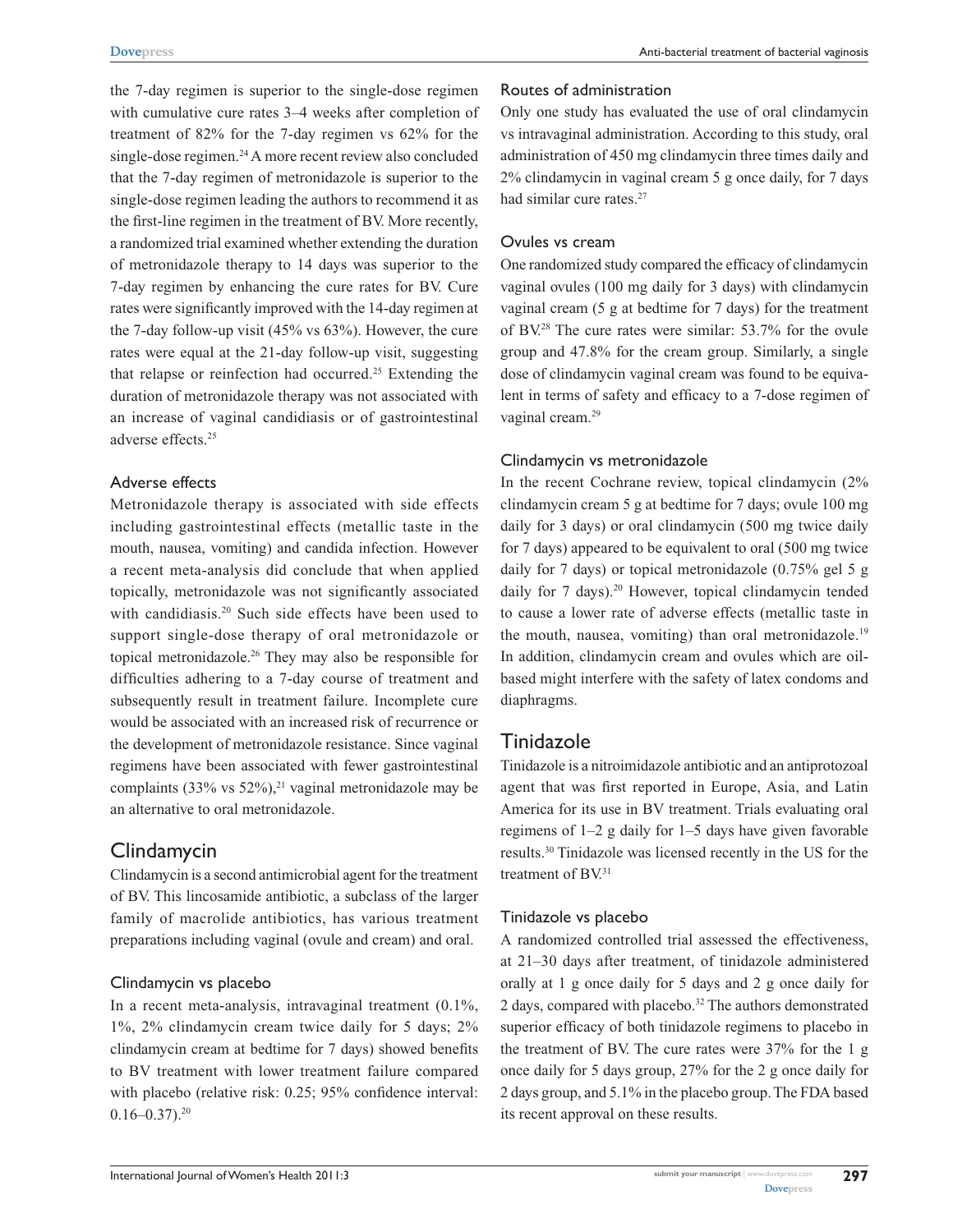the 7-day regimen is superior to the single-dose regimen with cumulative cure rates 3–4 weeks after completion of treatment of 82% for the 7-day regimen vs 62% for the single-dose regimen.[24] A more recent review also concluded that the 7-day regimen of metronidazole is superior to the single-dose regimen leading the authors to recommend it as the first-line regimen in the treatment of BV. More recently, a randomized trial examined whether extending the duration of metronidazole therapy to 14 days was superior to the 7-day regimen by enhancing the cure rates for BV. Cure rates were significantly improved with the 14-day regimen at the 7-day follow-up visit (45% vs 63%). However, the cure rates were equal at the 21-day follow-up visit, suggesting that relapse or reinfection had occurred.[25] Extending the duration of metronidazole therapy was not associated with an increase of vaginal candidiasis or of gastrointestinal adverse effects.[25]

### Adverse effects

Metronidazole therapy is associated with side effects including gastrointestinal effects (metallic taste in the mouth, nausea, vomiting) and candida infection. However a recent meta-analysis did conclude that when applied topically, metronidazole was not significantly associated with candidiasis.[20] Such side effects have been used to support single-dose therapy of oral metronidazole or topical metronidazole.[26] They may also be responsible for difficulties adhering to a 7-day course of treatment and subsequently result in treatment failure. Incomplete cure would be associated with an increased risk of recurrence or the development of metronidazole resistance. Since vaginal regimens have been associated with fewer gastrointestinal complaints (33% vs 52%),[21] vaginal metronidazole may be an alternative to oral metronidazole.

## Clindamycin

Clindamycin is a second antimicrobial agent for the treatment of BV. This lincosamide antibiotic, a subclass of the larger family of macrolide antibiotics, has various treatment preparations including vaginal (ovule and cream) and oral.

### Clindamycin vs placebo

In a recent meta-analysis, intravaginal treatment (0.1%, 1%, 2% clindamycin cream twice daily for 5 days; 2% clindamycin cream at bedtime for 7 days) showed benefits to BV treatment with lower treatment failure compared with placebo (relative risk: 0.25; 95% confidence interval: 0.16–0.37).[20]

### Routes of administration

Only one study has evaluated the use of oral clindamycin vs intravaginal administration. According to this study, oral administration of 450 mg clindamycin three times daily and 2% clindamycin in vaginal cream 5 g once daily, for 7 days had similar cure rates.[27]

### Ovules vs cream

One randomized study compared the efficacy of clindamycin vaginal ovules (100 mg daily for 3 days) with clindamycin vaginal cream (5 g at bedtime for 7 days) for the treatment of BV.[28] The cure rates were similar: 53.7% for the ovule group and 47.8% for the cream group. Similarly, a single dose of clindamycin vaginal cream was found to be equivalent in terms of safety and efficacy to a 7-dose regimen of vaginal cream.[29]

### Clindamycin vs metronidazole

In the recent Cochrane review, topical clindamycin (2% clindamycin cream 5 g at bedtime for 7 days; ovule 100 mg daily for 3 days) or oral clindamycin (500 mg twice daily for 7 days) appeared to be equivalent to oral (500 mg twice daily for 7 days) or topical metronidazole (0.75% gel 5 g daily for 7 days).[20] However, topical clindamycin tended to cause a lower rate of adverse effects (metallic taste in the mouth, nausea, vomiting) than oral metronidazole.[19] In addition, clindamycin cream and ovules which are oil-based might interfere with the safety of latex condoms and diaphragms.

## Tinidazole

Tinidazole is a nitroimidazole antibiotic and an antiprotozoal agent that was first reported in Europe, Asia, and Latin America for its use in BV treatment. Trials evaluating oral regimens of 1–2 g daily for 1–5 days have given favorable results.[30] Tinidazole was licensed recently in the US for the treatment of BV.[31]

### Tinidazole vs placebo

A randomized controlled trial assessed the effectiveness, at 21–30 days after treatment, of tinidazole administered orally at 1 g once daily for 5 days and 2 g once daily for 2 days, compared with placebo.[32] The authors demonstrated superior efficacy of both tinidazole regimens to placebo in the treatment of BV. The cure rates were 37% for the 1 g once daily for 5 days group, 27% for the 2 g once daily for 2 days group, and 5.1% in the placebo group. The FDA based its recent approval on these results.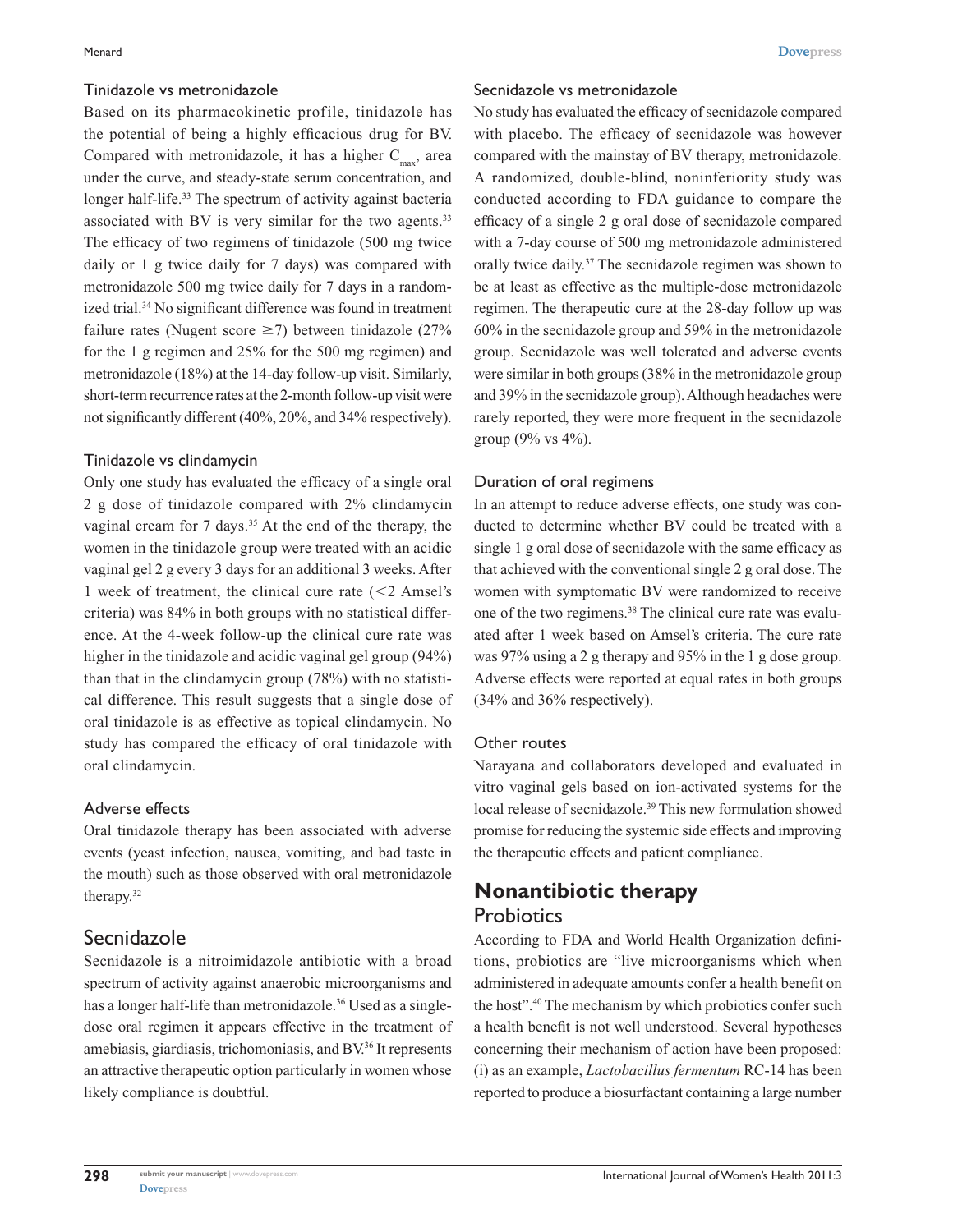### Tinidazole vs metronidazole

Based on its pharmacokinetic profile, tinidazole has the potential of being a highly efficacious drug for BV. Compared with metronidazole, it has a higher $C_{max}$, area under the curve, and steady-state serum concentration, and longer half-life.[33] The spectrum of activity against bacteria associated with BV is very similar for the two agents.[33] The efficacy of two regimens of tinidazole (500 mg twice daily or 1 g twice daily for 7 days) was compared with metronidazole 500 mg twice daily for 7 days in a randomized trial.[34] No significant difference was found in treatment failure rates (Nugent score ≥7) between tinidazole (27% for the 1 g regimen and 25% for the 500 mg regimen) and metronidazole (18%) at the 14-day follow-up visit. Similarly, short-term recurrence rates at the 2-month follow-up visit were not significantly different (40%, 20%, and 34% respectively).

### Tinidazole vs clindamycin

Only one study has evaluated the efficacy of a single oral 2 g dose of tinidazole compared with 2% clindamycin vaginal cream for 7 days.[35] At the end of the therapy, the women in the tinidazole group were treated with an acidic vaginal gel 2 g every 3 days for an additional 3 weeks. After 1 week of treatment, the clinical cure rate (<2 Amsel's criteria) was 84% in both groups with no statistical difference. At the 4-week follow-up the clinical cure rate was higher in the tinidazole and acidic vaginal gel group (94%) than that in the clindamycin group (78%) with no statistical difference. This result suggests that a single dose of oral tinidazole is as effective as topical clindamycin. No study has compared the efficacy of oral tinidazole with oral clindamycin.

### Adverse effects

Oral tinidazole therapy has been associated with adverse events (yeast infection, nausea, vomiting, and bad taste in the mouth) such as those observed with oral metronidazole therapy.[32]

## Secnidazole

Secnidazole is a nitroimidazole antibiotic with a broad spectrum of activity against anaerobic microorganisms and has a longer half-life than metronidazole.[36] Used as a single-dose oral regimen it appears effective in the treatment of amebiasis, giardiasis, trichomoniasis, and BV.[36] It represents an attractive therapeutic option particularly in women whose likely compliance is doubtful.

### Secnidazole vs metronidazole

No study has evaluated the efficacy of secnidazole compared with placebo. The efficacy of secnidazole was however compared with the mainstay of BV therapy, metronidazole. A randomized, double-blind, noninferiority study was conducted according to FDA guidance to compare the efficacy of a single 2 g oral dose of secnidazole compared with a 7-day course of 500 mg metronidazole administered orally twice daily.[37] The secnidazole regimen was shown to be at least as effective as the multiple-dose metronidazole regimen. The therapeutic cure at the 28-day follow up was 60% in the secnidazole group and 59% in the metronidazole group. Secnidazole was well tolerated and adverse events were similar in both groups (38% in the metronidazole group and 39% in the secnidazole group). Although headaches were rarely reported, they were more frequent in the secnidazole group (9% vs 4%).

### Duration of oral regimens

In an attempt to reduce adverse effects, one study was conducted to determine whether BV could be treated with a single 1 g oral dose of secnidazole with the same efficacy as that achieved with the conventional single 2 g oral dose. The women with symptomatic BV were randomized to receive one of the two regimens.[38] The clinical cure rate was evaluated after 1 week based on Amsel's criteria. The cure rate was 97% using a 2 g therapy and 95% in the 1 g dose group. Adverse effects were reported at equal rates in both groups (34% and 36% respectively).

### Other routes

Narayana and collaborators developed and evaluated in vitro vaginal gels based on ion-activated systems for the local release of secnidazole.[39] This new formulation showed promise for reducing the systemic side effects and improving the therapeutic effects and patient compliance.

# Nonantibiotic therapy

## Probiotics

According to FDA and World Health Organization definitions, probiotics are "live microorganisms which when administered in adequate amounts confer a health benefit on the host".[40] The mechanism by which probiotics confer such a health benefit is not well understood. Several hypotheses concerning their mechanism of action have been proposed: (i) as an example, *Lactobacillus fermentum* RC-14 has been reported to produce a biosurfactant containing a large number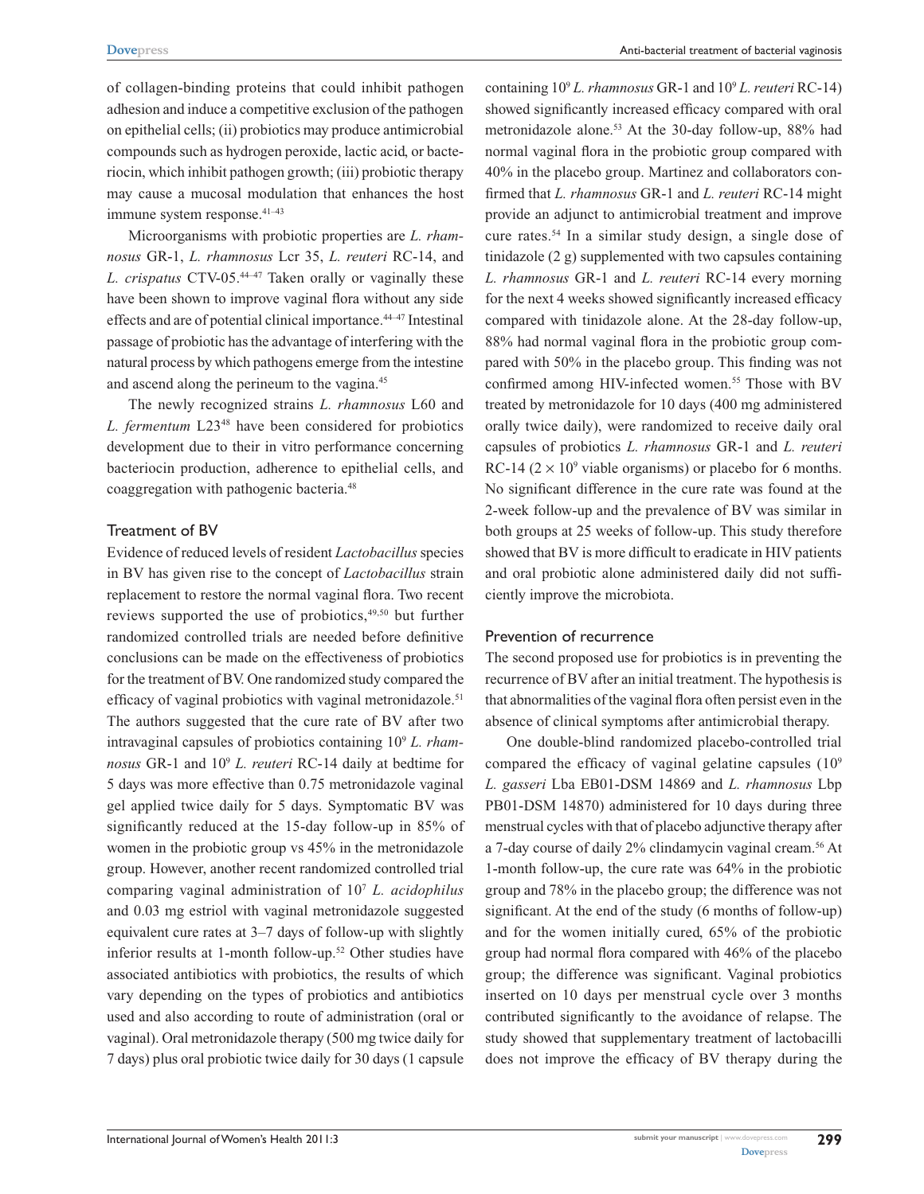of collagen-binding proteins that could inhibit pathogen adhesion and induce a competitive exclusion of the pathogen on epithelial cells; (ii) probiotics may produce antimicrobial compounds such as hydrogen peroxide, lactic acid, or bacteriocin, which inhibit pathogen growth; (iii) probiotic therapy may cause a mucosal modulation that enhances the host immune system response.[41–43]

Microorganisms with probiotic properties are *L. rhamnosus* GR-1, *L. rhamnosus* Lcr 35, *L. reuteri* RC-14, and *L. crispatus* CTV-05.[44–47] Taken orally or vaginally these have been shown to improve vaginal flora without any side effects and are of potential clinical importance.[44–47] Intestinal passage of probiotic has the advantage of interfering with the natural process by which pathogens emerge from the intestine and ascend along the perineum to the vagina.[45]

The newly recognized strains *L. rhamnosus* L60 and *L. fermentum* L23[48] have been considered for probiotics development due to their in vitro performance concerning bacteriocin production, adherence to epithelial cells, and coaggregation with pathogenic bacteria.[48]

### Treatment of BV

Evidence of reduced levels of resident *Lactobacillus* species in BV has given rise to the concept of *Lactobacillus* strain replacement to restore the normal vaginal flora. Two recent reviews supported the use of probiotics,[49,50] but further randomized controlled trials are needed before definitive conclusions can be made on the effectiveness of probiotics for the treatment of BV. One randomized study compared the efficacy of vaginal probiotics with vaginal metronidazole.[51] The authors suggested that the cure rate of BV after two intravaginal capsules of probiotics containing $10^9$ *L. rhamnosus* GR-1 and $10^9$ *L. reuteri* RC-14 daily at bedtime for 5 days was more effective than 0.75 metronidazole vaginal gel applied twice daily for 5 days. Symptomatic BV was significantly reduced at the 15-day follow-up in 85% of women in the probiotic group vs 45% in the metronidazole group. However, another recent randomized controlled trial comparing vaginal administration of $10^7$ *L. acidophilus* and 0.03 mg estriol with vaginal metronidazole suggested equivalent cure rates at 3–7 days of follow-up with slightly inferior results at 1-month follow-up.[52] Other studies have associated antibiotics with probiotics, the results of which vary depending on the types of probiotics and antibiotics used and also according to route of administration (oral or vaginal). Oral metronidazole therapy (500 mg twice daily for 7 days) plus oral probiotic twice daily for 30 days (1 capsule containing $10^9$ *L. rhamnosus* GR-1 and $10^9$ *L. reuteri* RC-14) showed significantly increased efficacy compared with oral metronidazole alone.[53] At the 30-day follow-up, 88% had normal vaginal flora in the probiotic group compared with 40% in the placebo group. Martinez and collaborators confirmed that *L. rhamnosus* GR-1 and *L. reuteri* RC-14 might provide an adjunct to antimicrobial treatment and improve cure rates.[54] In a similar study design, a single dose of tinidazole (2 g) supplemented with two capsules containing *L. rhamnosus* GR-1 and *L. reuteri* RC-14 every morning for the next 4 weeks showed significantly increased efficacy compared with tinidazole alone. At the 28-day follow-up, 88% had normal vaginal flora in the probiotic group compared with 50% in the placebo group. This finding was not confirmed among HIV-infected women.[55] Those with BV treated by metronidazole for 10 days (400 mg administered orally twice daily), were randomized to receive daily oral capsules of probiotics *L. rhamnosus* GR-1 and *L. reuteri* RC-14 ($2 \times 10^9$ viable organisms) or placebo for 6 months. No significant difference in the cure rate was found at the 2-week follow-up and the prevalence of BV was similar in both groups at 25 weeks of follow-up. This study therefore showed that BV is more difficult to eradicate in HIV patients and oral probiotic alone administered daily did not sufficiently improve the microbiota.

### Prevention of recurrence

The second proposed use for probiotics is in preventing the recurrence of BV after an initial treatment. The hypothesis is that abnormalities of the vaginal flora often persist even in the absence of clinical symptoms after antimicrobial therapy.

One double-blind randomized placebo-controlled trial compared the efficacy of vaginal gelatine capsules ($10^9$ *L. gasseri* Lba EB01-DSM 14869 and *L. rhamnosus* Lbp PB01-DSM 14870) administered for 10 days during three menstrual cycles with that of placebo adjunctive therapy after a 7-day course of daily 2% clindamycin vaginal cream.[56] At 1-month follow-up, the cure rate was 64% in the probiotic group and 78% in the placebo group; the difference was not significant. At the end of the study (6 months of follow-up) and for the women initially cured, 65% of the probiotic group had normal flora compared with 46% of the placebo group; the difference was significant. Vaginal probiotics inserted on 10 days per menstrual cycle over 3 months contributed significantly to the avoidance of relapse. The study showed that supplementary treatment of lactobacilli does not improve the efficacy of BV therapy during the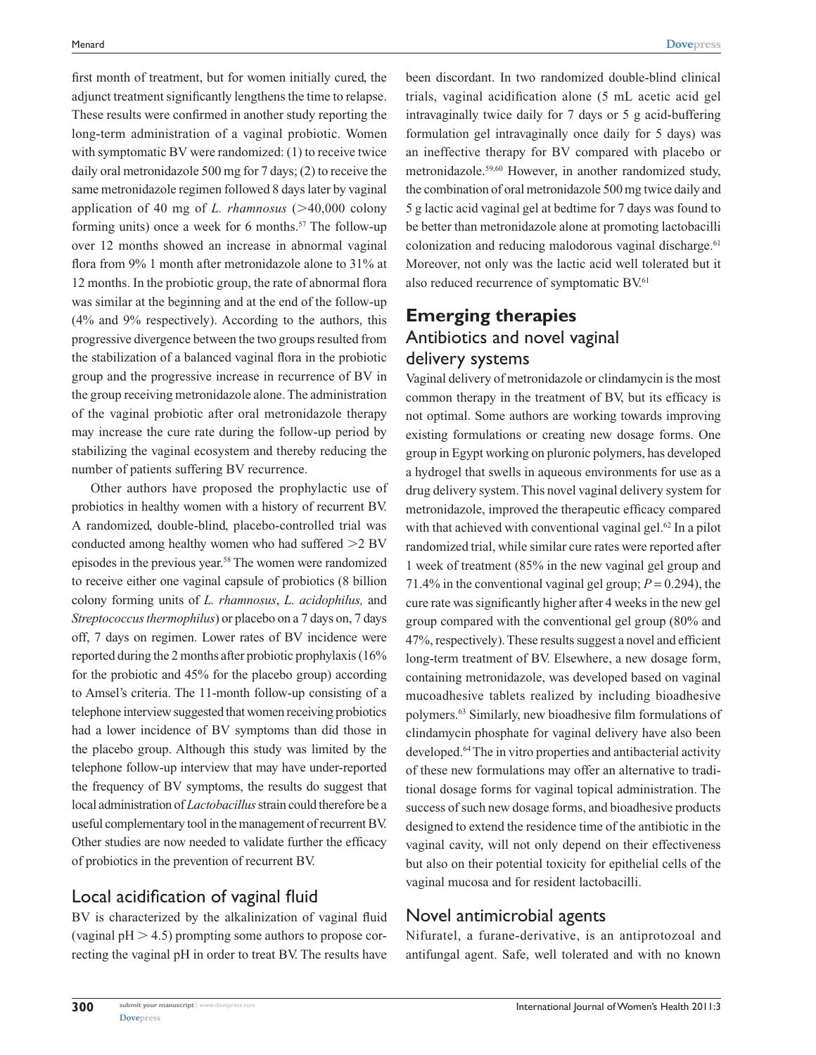first month of treatment, but for women initially cured, the adjunct treatment significantly lengthens the time to relapse. These results were confirmed in another study reporting the long-term administration of a vaginal probiotic. Women with symptomatic BV were randomized: (1) to receive twice daily oral metronidazole 500 mg for 7 days; (2) to receive the same metronidazole regimen followed 8 days later by vaginal application of 40 mg of *L. rhamnosus* (>40,000 colony forming units) once a week for 6 months.[57] The follow-up over 12 months showed an increase in abnormal vaginal flora from 9% 1 month after metronidazole alone to 31% at 12 months. In the probiotic group, the rate of abnormal flora was similar at the beginning and at the end of the follow-up (4% and 9% respectively). According to the authors, this progressive divergence between the two groups resulted from the stabilization of a balanced vaginal flora in the probiotic group and the progressive increase in recurrence of BV in the group receiving metronidazole alone. The administration of the vaginal probiotic after oral metronidazole therapy may increase the cure rate during the follow-up period by stabilizing the vaginal ecosystem and thereby reducing the number of patients suffering BV recurrence.

Other authors have proposed the prophylactic use of probiotics in healthy women with a history of recurrent BV. A randomized, double-blind, placebo-controlled trial was conducted among healthy women who had suffered >2 BV episodes in the previous year.[58] The women were randomized to receive either one vaginal capsule of probiotics (8 billion colony forming units of *L. rhamnosus*, *L. acidophilus,* and *Streptococcus thermophilus*) or placebo on a 7 days on, 7 days off, 7 days on regimen. Lower rates of BV incidence were reported during the 2 months after probiotic prophylaxis (16% for the probiotic and 45% for the placebo group) according to Amsel's criteria. The 11-month follow-up consisting of a telephone interview suggested that women receiving probiotics had a lower incidence of BV symptoms than did those in the placebo group. Although this study was limited by the telephone follow-up interview that may have under-reported the frequency of BV symptoms, the results do suggest that local administration of *Lactobacillus* strain could therefore be a useful complementary tool in the management of recurrent BV. Other studies are now needed to validate further the efficacy of probiotics in the prevention of recurrent BV.

### Local acidification of vaginal fluid

BV is characterized by the alkalinization of vaginal fluid (vaginal pH > 4.5) prompting some authors to propose correcting the vaginal pH in order to treat BV. The results have been discordant. In two randomized double-blind clinical trials, vaginal acidification alone (5 mL acetic acid gel intravaginally twice daily for 7 days or 5 g acid-buffering formulation gel intravaginally once daily for 5 days) was an ineffective therapy for BV compared with placebo or metronidazole.[59,60] However, in another randomized study, the combination of oral metronidazole 500 mg twice daily and 5 g lactic acid vaginal gel at bedtime for 7 days was found to be better than metronidazole alone at promoting lactobacilli colonization and reducing malodorous vaginal discharge.[61] Moreover, not only was the lactic acid well tolerated but it also reduced recurrence of symptomatic BV.[61]

## Emerging therapies

### Antibiotics and novel vaginal delivery systems

Vaginal delivery of metronidazole or clindamycin is the most common therapy in the treatment of BV, but its efficacy is not optimal. Some authors are working towards improving existing formulations or creating new dosage forms. One group in Egypt working on pluronic polymers, has developed a hydrogel that swells in aqueous environments for use as a drug delivery system. This novel vaginal delivery system for metronidazole, improved the therapeutic efficacy compared with that achieved with conventional vaginal gel.[62] In a pilot randomized trial, while similar cure rates were reported after 1 week of treatment (85% in the new vaginal gel group and 71.4% in the conventional vaginal gel group; $P = 0.294$), the cure rate was significantly higher after 4 weeks in the new gel group compared with the conventional gel group (80% and 47%, respectively). These results suggest a novel and efficient long-term treatment of BV. Elsewhere, a new dosage form, containing metronidazole, was developed based on vaginal mucoadhesive tablets realized by including bioadhesive polymers.[63] Similarly, new bioadhesive film formulations of clindamycin phosphate for vaginal delivery have also been developed.[64] The in vitro properties and antibacterial activity of these new formulations may offer an alternative to traditional dosage forms for vaginal topical administration. The success of such new dosage forms, and bioadhesive products designed to extend the residence time of the antibiotic in the vaginal cavity, will not only depend on their effectiveness but also on their potential toxicity for epithelial cells of the vaginal mucosa and for resident lactobacilli.

### Novel antimicrobial agents

Nifuratel, a furane-derivative, is an antiprotozoal and antifungal agent. Safe, well tolerated and with no known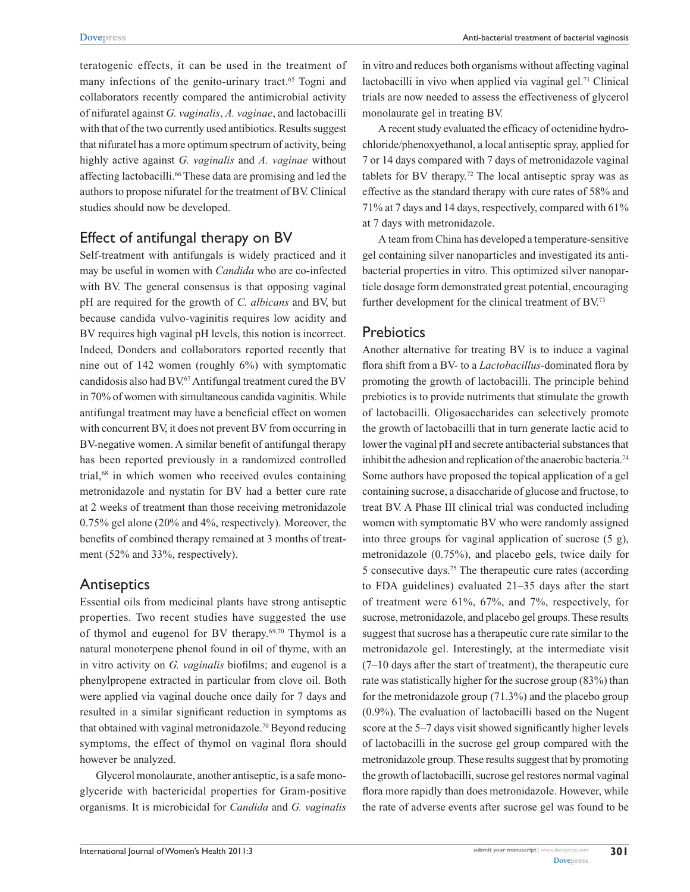teratogenic effects, it can be used in the treatment of many infections of the genito-urinary tract.[65] Togni and collaborators recently compared the antimicrobial activity of nifuratel against *G. vaginalis*, *A. vaginae*, and lactobacilli with that of the two currently used antibiotics. Results suggest that nifuratel has a more optimum spectrum of activity, being highly active against *G. vaginalis* and *A. vaginae* without affecting lactobacilli.[66] These data are promising and led the authors to propose nifuratel for the treatment of BV. Clinical studies should now be developed.

## Effect of antifungal therapy on BV

Self-treatment with antifungals is widely practiced and it may be useful in women with *Candida* who are co-infected with BV. The general consensus is that opposing vaginal pH are required for the growth of *C. albicans* and BV, but because candida vulvo-vaginitis requires low acidity and BV requires high vaginal pH levels, this notion is incorrect. Indeed, Donders and collaborators reported recently that nine out of 142 women (roughly 6%) with symptomatic candidosis also had BV.[67] Antifungal treatment cured the BV in 70% of women with simultaneous candida vaginitis. While antifungal treatment may have a beneficial effect on women with concurrent BV, it does not prevent BV from occurring in BV-negative women. A similar benefit of antifungal therapy has been reported previously in a randomized controlled trial,[68] in which women who received ovules containing metronidazole and nystatin for BV had a better cure rate at 2 weeks of treatment than those receiving metronidazole 0.75% gel alone (20% and 4%, respectively). Moreover, the benefits of combined therapy remained at 3 months of treatment (52% and 33%, respectively).

## Antiseptics

Essential oils from medicinal plants have strong antiseptic properties. Two recent studies have suggested the use of thymol and eugenol for BV therapy.[69,70] Thymol is a natural monoterpene phenol found in oil of thyme, with an in vitro activity on *G. vaginalis* biofilms; and eugenol is a phenylpropene extracted in particular from clove oil. Both were applied via vaginal douche once daily for 7 days and resulted in a similar significant reduction in symptoms as that obtained with vaginal metronidazole.[70] Beyond reducing symptoms, the effect of thymol on vaginal flora should however be analyzed.

Glycerol monolaurate, another antiseptic, is a safe monoglyceride with bactericidal properties for Gram-positive organisms. It is microbicidal for *Candida* and *G. vaginalis* in vitro and reduces both organisms without affecting vaginal lactobacilli in vivo when applied via vaginal gel.[71] Clinical trials are now needed to assess the effectiveness of glycerol monolaurate gel in treating BV.

A recent study evaluated the efficacy of octenidine hydrochloride/phenoxyethanol, a local antiseptic spray, applied for 7 or 14 days compared with 7 days of metronidazole vaginal tablets for BV therapy.[72] The local antiseptic spray was as effective as the standard therapy with cure rates of 58% and 71% at 7 days and 14 days, respectively, compared with 61% at 7 days with metronidazole.

A team from China has developed a temperature-sensitive gel containing silver nanoparticles and investigated its antibacterial properties in vitro. This optimized silver nanoparticle dosage form demonstrated great potential, encouraging further development for the clinical treatment of BV.[73]

## Prebiotics

Another alternative for treating BV is to induce a vaginal flora shift from a BV- to a *Lactobacillus*-dominated flora by promoting the growth of lactobacilli. The principle behind prebiotics is to provide nutriments that stimulate the growth of lactobacilli. Oligosaccharides can selectively promote the growth of lactobacilli that in turn generate lactic acid to lower the vaginal pH and secrete antibacterial substances that inhibit the adhesion and replication of the anaerobic bacteria.[74] Some authors have proposed the topical application of a gel containing sucrose, a disaccharide of glucose and fructose, to treat BV. A Phase III clinical trial was conducted including women with symptomatic BV who were randomly assigned into three groups for vaginal application of sucrose (5 g), metronidazole (0.75%), and placebo gels, twice daily for 5 consecutive days.[75] The therapeutic cure rates (according to FDA guidelines) evaluated 21–35 days after the start of treatment were 61%, 67%, and 7%, respectively, for sucrose, metronidazole, and placebo gel groups. These results suggest that sucrose has a therapeutic cure rate similar to the metronidazole gel. Interestingly, at the intermediate visit (7–10 days after the start of treatment), the therapeutic cure rate was statistically higher for the sucrose group (83%) than for the metronidazole group (71.3%) and the placebo group (0.9%). The evaluation of lactobacilli based on the Nugent score at the 5–7 days visit showed significantly higher levels of lactobacilli in the sucrose gel group compared with the metronidazole group. These results suggest that by promoting the growth of lactobacilli, sucrose gel restores normal vaginal flora more rapidly than does metronidazole. However, while the rate of adverse events after sucrose gel was found to be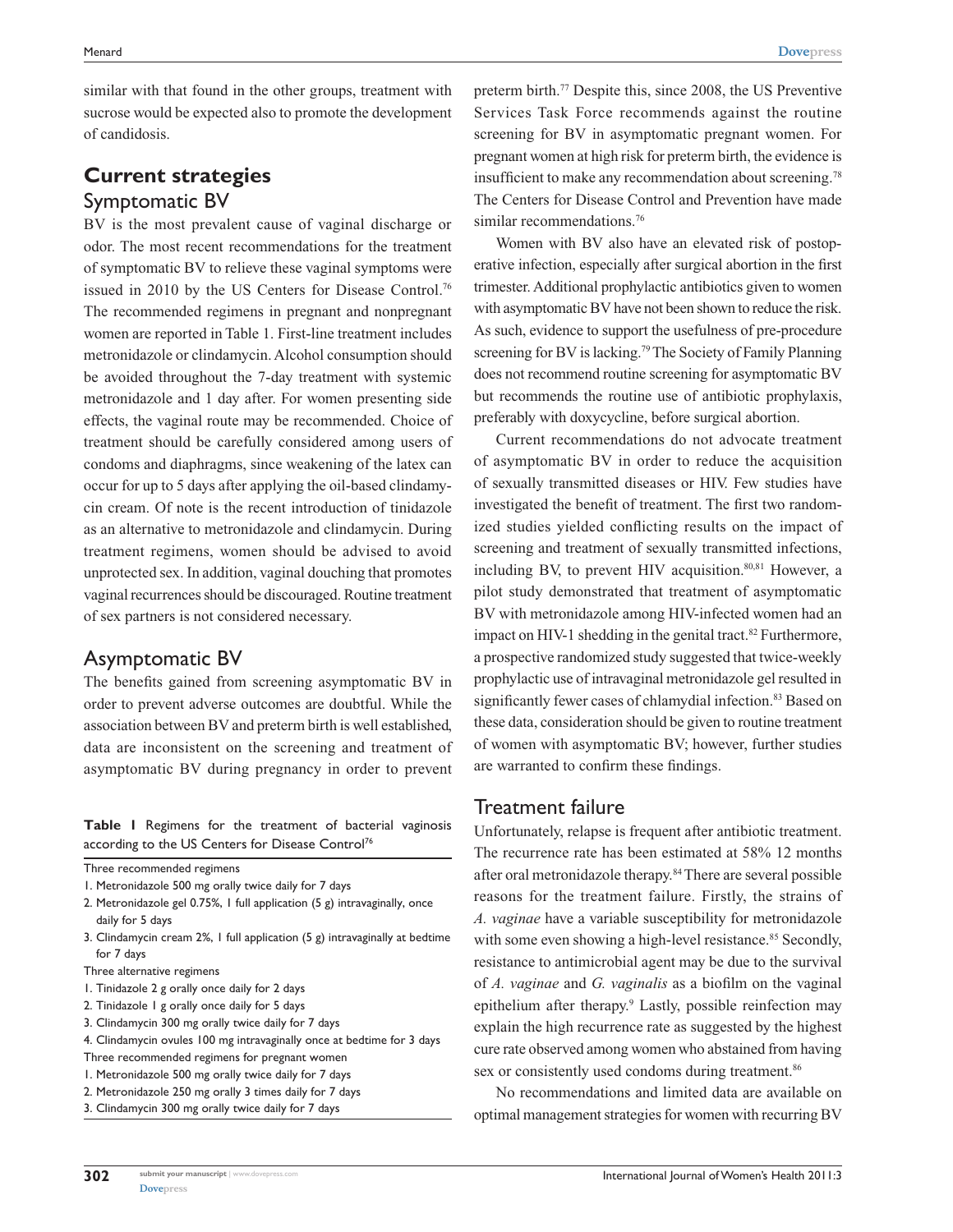similar with that found in the other groups, treatment with sucrose would be expected also to promote the development of candidosis.

## Current strategies

### Symptomatic BV

BV is the most prevalent cause of vaginal discharge or odor. The most recent recommendations for the treatment of symptomatic BV to relieve these vaginal symptoms were issued in 2010 by the US Centers for Disease Control.[76] The recommended regimens in pregnant and nonpregnant women are reported in Table 1. First-line treatment includes metronidazole or clindamycin. Alcohol consumption should be avoided throughout the 7-day treatment with systemic metronidazole and 1 day after. For women presenting side effects, the vaginal route may be recommended. Choice of treatment should be carefully considered among users of condoms and diaphragms, since weakening of the latex can occur for up to 5 days after applying the oil-based clindamycin cream. Of note is the recent introduction of tinidazole as an alternative to metronidazole and clindamycin. During treatment regimens, women should be advised to avoid unprotected sex. In addition, vaginal douching that promotes vaginal recurrences should be discouraged. Routine treatment of sex partners is not considered necessary.

### Asymptomatic BV

The benefits gained from screening asymptomatic BV in order to prevent adverse outcomes are doubtful. While the association between BV and preterm birth is well established, data are inconsistent on the screening and treatment of asymptomatic BV during pregnancy in order to prevent preterm birth.[77] Despite this, since 2008, the US Preventive Services Task Force recommends against the routine screening for BV in asymptomatic pregnant women. For pregnant women at high risk for preterm birth, the evidence is insufficient to make any recommendation about screening.[78] The Centers for Disease Control and Prevention have made similar recommendations.[76]

Women with BV also have an elevated risk of postoperative infection, especially after surgical abortion in the first trimester. Additional prophylactic antibiotics given to women with asymptomatic BV have not been shown to reduce the risk. As such, evidence to support the usefulness of pre-procedure screening for BV is lacking.[79] The Society of Family Planning does not recommend routine screening for asymptomatic BV but recommends the routine use of antibiotic prophylaxis, preferably with doxycycline, before surgical abortion.

Current recommendations do not advocate treatment of asymptomatic BV in order to reduce the acquisition of sexually transmitted diseases or HIV. Few studies have investigated the benefit of treatment. The first two randomized studies yielded conflicting results on the impact of screening and treatment of sexually transmitted infections, including BV, to prevent HIV acquisition.[80,81] However, a pilot study demonstrated that treatment of asymptomatic BV with metronidazole among HIV-infected women had an impact on HIV-1 shedding in the genital tract.[82] Furthermore, a prospective randomized study suggested that twice-weekly prophylactic use of intravaginal metronidazole gel resulted in significantly fewer cases of chlamydial infection.[83] Based on these data, consideration should be given to routine treatment of women with asymptomatic BV; however, further studies are warranted to confirm these findings.

**Table 1** Regimens for the treatment of bacterial vaginosis according to the US Centers for Disease Control[76]

| |
|---|
| Three recommended regimens |
| 1. Metronidazole 500 mg orally twice daily for 7 days |
| 2. Metronidazole gel 0.75%, 1 full application (5 g) intravaginally, once daily for 5 days |
| 3. Clindamycin cream 2%, 1 full application (5 g) intravaginally at bedtime for 7 days |
| Three alternative regimens |
| 1. Tinidazole 2 g orally once daily for 2 days |
| 2. Tinidazole 1 g orally once daily for 5 days |
| 3. Clindamycin 300 mg orally twice daily for 7 days |
| 4. Clindamycin ovules 100 mg intravaginally once at bedtime for 3 days |
| Three recommended regimens for pregnant women |
| 1. Metronidazole 500 mg orally twice daily for 7 days |
| 2. Metronidazole 250 mg orally 3 times daily for 7 days |
| 3. Clindamycin 300 mg orally twice daily for 7 days |

### Treatment failure

Unfortunately, relapse is frequent after antibiotic treatment. The recurrence rate has been estimated at 58% 12 months after oral metronidazole therapy.[84] There are several possible reasons for the treatment failure. Firstly, the strains of *A. vaginae* have a variable susceptibility for metronidazole with some even showing a high-level resistance.[85] Secondly, resistance to antimicrobial agent may be due to the survival of *A. vaginae* and *G. vaginalis* as a biofilm on the vaginal epithelium after therapy.[9] Lastly, possible reinfection may explain the high recurrence rate as suggested by the highest cure rate observed among women who abstained from having sex or consistently used condoms during treatment.[86]

No recommendations and limited data are available on optimal management strategies for women with recurring BV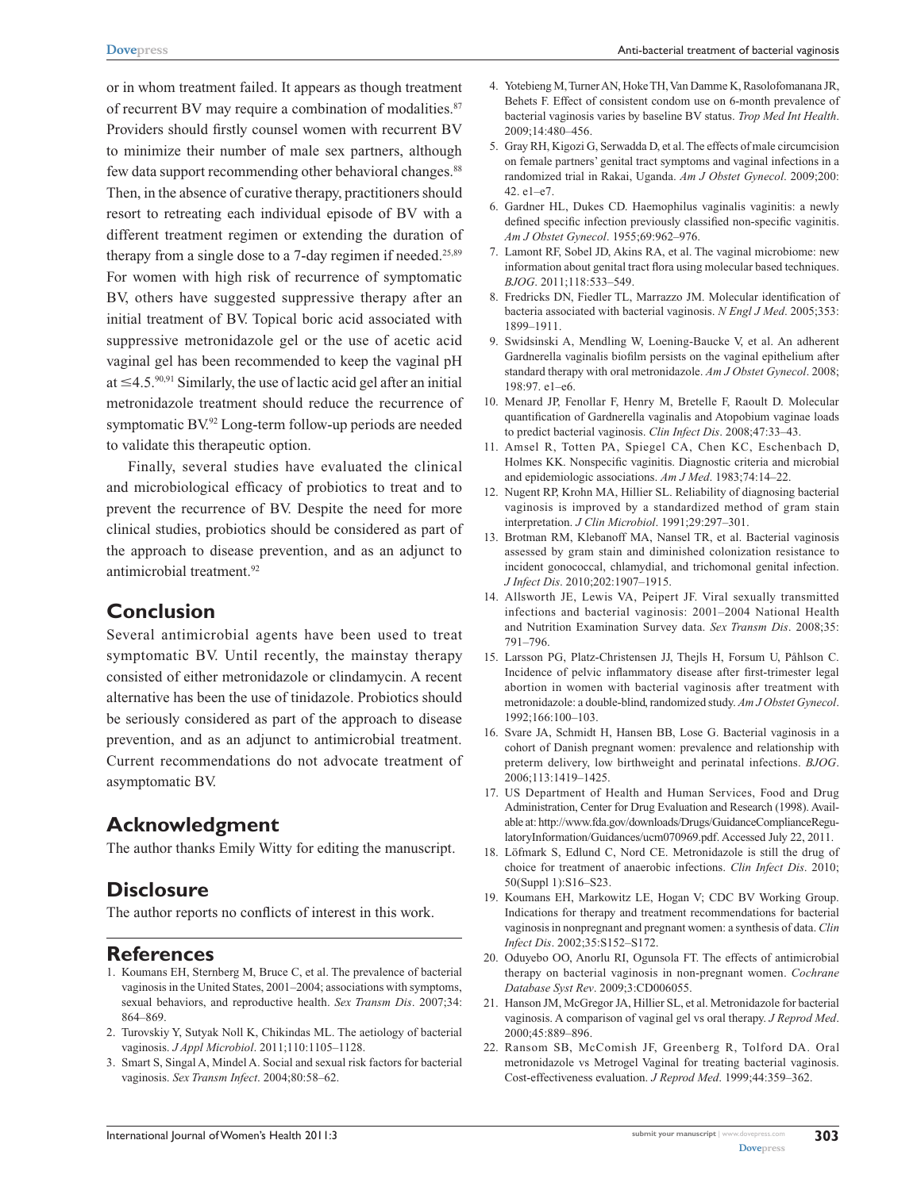or in whom treatment failed. It appears as though treatment of recurrent BV may require a combination of modalities.[87] Providers should firstly counsel women with recurrent BV to minimize their number of male sex partners, although few data support recommending other behavioral changes.[88] Then, in the absence of curative therapy, practitioners should resort to retreating each individual episode of BV with a different treatment regimen or extending the duration of therapy from a single dose to a 7-day regimen if needed.[25,89] For women with high risk of recurrence of symptomatic BV, others have suggested suppressive therapy after an initial treatment of BV. Topical boric acid associated with suppressive metronidazole gel or the use of acetic acid vaginal gel has been recommended to keep the vaginal pH at ≤4.5.[90,91] Similarly, the use of lactic acid gel after an initial metronidazole treatment should reduce the recurrence of symptomatic BV.[92] Long-term follow-up periods are needed to validate this therapeutic option.

Finally, several studies have evaluated the clinical and microbiological efficacy of probiotics to treat and to prevent the recurrence of BV. Despite the need for more clinical studies, probiotics should be considered as part of the approach to disease prevention, and as an adjunct to antimicrobial treatment.[92]

## Conclusion

Several antimicrobial agents have been used to treat symptomatic BV. Until recently, the mainstay therapy consisted of either metronidazole or clindamycin. A recent alternative has been the use of tinidazole. Probiotics should be seriously considered as part of the approach to disease prevention, and as an adjunct to antimicrobial treatment. Current recommendations do not advocate treatment of asymptomatic BV.

## Acknowledgment

The author thanks Emily Witty for editing the manuscript.

## Disclosure

The author reports no conflicts of interest in this work.

## References

1. Koumans EH, Sternberg M, Bruce C, et al. The prevalence of bacterial vaginosis in the United States, 2001–2004; associations with symptoms, sexual behaviors, and reproductive health. *Sex Transm Dis*. 2007;34: 864–869.
2. Turovskiy Y, Sutyak Noll K, Chikindas ML. The aetiology of bacterial vaginosis. *J Appl Microbiol*. 2011;110:1105–1128.
3. Smart S, Singal A, Mindel A. Social and sexual risk factors for bacterial vaginosis. *Sex Transm Infect*. 2004;80:58–62.
4. Yotebieng M, Turner AN, Hoke TH, Van Damme K, Rasolofomanana JR, Behets F. Effect of consistent condom use on 6-month prevalence of bacterial vaginosis varies by baseline BV status. *Trop Med Int Health*. 2009;14:480–456.
5. Gray RH, Kigozi G, Serwadda D, et al. The effects of male circumcision on female partners' genital tract symptoms and vaginal infections in a randomized trial in Rakai, Uganda. *Am J Obstet Gynecol*. 2009;200: 42. e1–e7.
6. Gardner HL, Dukes CD. Haemophilus vaginalis vaginitis: a newly defined specific infection previously classified non-specific vaginitis. *Am J Obstet Gynecol*. 1955;69:962–976.
7. Lamont RF, Sobel JD, Akins RA, et al. The vaginal microbiome: new information about genital tract flora using molecular based techniques. *BJOG*. 2011;118:533–549.
8. Fredricks DN, Fiedler TL, Marrazzo JM. Molecular identification of bacteria associated with bacterial vaginosis. *N Engl J Med*. 2005;353: 1899–1911.
9. Swidsinski A, Mendling W, Loening-Baucke V, et al. An adherent Gardnerella vaginalis biofilm persists on the vaginal epithelium after standard therapy with oral metronidazole. *Am J Obstet Gynecol*. 2008; 198:97. e1–e6.
10. Menard JP, Fenollar F, Henry M, Bretelle F, Raoult D. Molecular quantification of Gardnerella vaginalis and Atopobium vaginae loads to predict bacterial vaginosis. *Clin Infect Dis*. 2008;47:33–43.
11. Amsel R, Totten PA, Spiegel CA, Chen KC, Eschenbach D, Holmes KK. Nonspecific vaginitis. Diagnostic criteria and microbial and epidemiologic associations. *Am J Med*. 1983;74:14–22.
12. Nugent RP, Krohn MA, Hillier SL. Reliability of diagnosing bacterial vaginosis is improved by a standardized method of gram stain interpretation. *J Clin Microbiol*. 1991;29:297–301.
13. Brotman RM, Klebanoff MA, Nansel TR, et al. Bacterial vaginosis assessed by gram stain and diminished colonization resistance to incident gonococcal, chlamydial, and trichomonal genital infection. *J Infect Dis*. 2010;202:1907–1915.
14. Allsworth JE, Lewis VA, Peipert JF. Viral sexually transmitted infections and bacterial vaginosis: 2001–2004 National Health and Nutrition Examination Survey data. *Sex Transm Dis*. 2008;35: 791–796.
15. Larsson PG, Platz-Christensen JJ, Thejls H, Forsum U, Påhlson C. Incidence of pelvic inflammatory disease after first-trimester legal abortion in women with bacterial vaginosis after treatment with metronidazole: a double-blind, randomized study. *Am J Obstet Gynecol*. 1992;166:100–103.
16. Svare JA, Schmidt H, Hansen BB, Lose G. Bacterial vaginosis in a cohort of Danish pregnant women: prevalence and relationship with preterm delivery, low birthweight and perinatal infections. *BJOG*. 2006;113:1419–1425.
17. US Department of Health and Human Services, Food and Drug Administration, Center for Drug Evaluation and Research (1998). Available at: http://www.fda.gov/downloads/Drugs/GuidanceComplianceRegulatoryInformation/Guidances/ucm070969.pdf. Accessed July 22, 2011.
18. Löfmark S, Edlund C, Nord CE. Metronidazole is still the drug of choice for treatment of anaerobic infections. *Clin Infect Dis*. 2010; 50(Suppl 1):S16–S23.
19. Koumans EH, Markowitz LE, Hogan V; CDC BV Working Group. Indications for therapy and treatment recommendations for bacterial vaginosis in nonpregnant and pregnant women: a synthesis of data. *Clin Infect Dis*. 2002;35:S152–S172.
20. Oduyebo OO, Anorlu RI, Ogunsola FT. The effects of antimicrobial therapy on bacterial vaginosis in non-pregnant women. *Cochrane Database Syst Rev*. 2009;3:CD006055.
21. Hanson JM, McGregor JA, Hillier SL, et al. Metronidazole for bacterial vaginosis. A comparison of vaginal gel vs oral therapy. *J Reprod Med*. 2000;45:889–896.
22. Ransom SB, McComish JF, Greenberg R, Tolford DA. Oral metronidazole vs Metrogel Vaginal for treating bacterial vaginosis. Cost-effectiveness evaluation. *J Reprod Med*. 1999;44:359–362.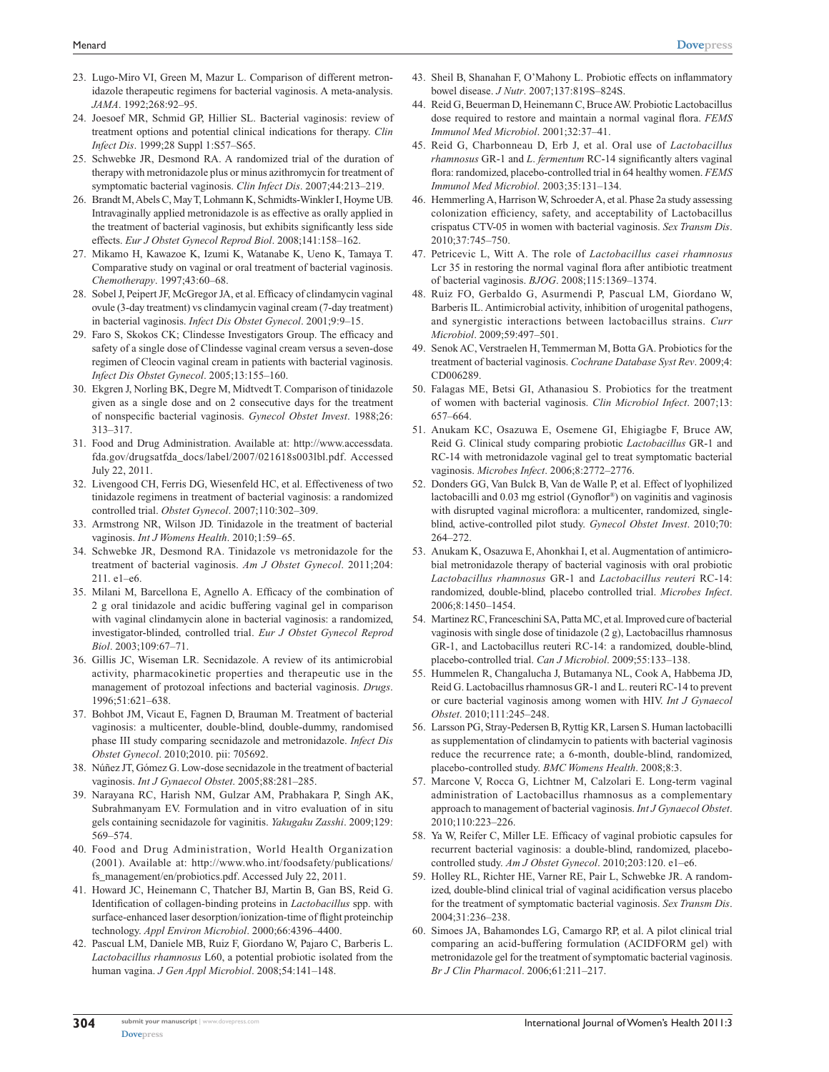23. Lugo-Miro VI, Green M, Mazur L. Comparison of different metronidazole therapeutic regimens for bacterial vaginosis. A meta-analysis. *JAMA*. 1992;268:92–95.
24. Joesoef MR, Schmid GP, Hillier SL. Bacterial vaginosis: review of treatment options and potential clinical indications for therapy. *Clin Infect Dis*. 1999;28 Suppl 1:S57–S65.
25. Schwebke JR, Desmond RA. A randomized trial of the duration of therapy with metronidazole plus or minus azithromycin for treatment of symptomatic bacterial vaginosis. *Clin Infect Dis*. 2007;44:213–219.
26. Brandt M, Abels C, May T, Lohmann K, Schmidts-Winkler I, Hoyme UB. Intravaginally applied metronidazole is as effective as orally applied in the treatment of bacterial vaginosis, but exhibits significantly less side effects. *Eur J Obstet Gynecol Reprod Biol*. 2008;141:158–162.
27. Mikamo H, Kawazoe K, Izumi K, Watanabe K, Ueno K, Tamaya T. Comparative study on vaginal or oral treatment of bacterial vaginosis. *Chemotherapy*. 1997;43:60–68.
28. Sobel J, Peipert JF, McGregor JA, et al. Efficacy of clindamycin vaginal ovule (3-day treatment) vs clindamycin vaginal cream (7-day treatment) in bacterial vaginosis. *Infect Dis Obstet Gynecol*. 2001;9:9–15.
29. Faro S, Skokos CK; Clindesse Investigators Group. The efficacy and safety of a single dose of Clindesse vaginal cream versus a seven-dose regimen of Cleocin vaginal cream in patients with bacterial vaginosis. *Infect Dis Obstet Gynecol*. 2005;13:155–160.
30. Ekgren J, Norling BK, Degre M, Midtvedt T. Comparison of tinidazole given as a single dose and on 2 consecutive days for the treatment of nonspecific bacterial vaginosis. *Gynecol Obstet Invest*. 1988;26:313–317.
31. Food and Drug Administration. Available at: http://www.accessdata.fda.gov/drugsatfda_docs/label/2007/021618s003lbl.pdf. Accessed July 22, 2011.
32. Livengood CH, Ferris DG, Wiesenfeld HC, et al. Effectiveness of two tinidazole regimens in treatment of bacterial vaginosis: a randomized controlled trial. *Obstet Gynecol*. 2007;110:302–309.
33. Armstrong NR, Wilson JD. Tinidazole in the treatment of bacterial vaginosis. *Int J Womens Health*. 2010;1:59–65.
34. Schwebke JR, Desmond RA. Tinidazole vs metronidazole for the treatment of bacterial vaginosis. *Am J Obstet Gynecol*. 2011;204:211. e1–e6.
35. Milani M, Barcellona E, Agnello A. Efficacy of the combination of 2 g oral tinidazole and acidic buffering vaginal gel in comparison with vaginal clindamycin alone in bacterial vaginosis: a randomized, investigator-blinded, controlled trial. *Eur J Obstet Gynecol Reprod Biol*. 2003;109:67–71.
36. Gillis JC, Wiseman LR. Secnidazole. A review of its antimicrobial activity, pharmacokinetic properties and therapeutic use in the management of protozoal infections and bacterial vaginosis. *Drugs*. 1996;51:621–638.
37. Bohbot JM, Vicaut E, Fagnen D, Brauman M. Treatment of bacterial vaginosis: a multicenter, double-blind, double-dummy, randomised phase III study comparing secnidazole and metronidazole. *Infect Dis Obstet Gynecol*. 2010;2010. pii: 705692.
38. Núñez JT, Gómez G. Low-dose secnidazole in the treatment of bacterial vaginosis. *Int J Gynaecol Obstet*. 2005;88:281–285.
39. Narayana RC, Harish NM, Gulzar AM, Prabhakara P, Singh AK, Subrahmanyam EV. Formulation and in vitro evaluation of in situ gels containing secnidazole for vaginitis. *Yakugaku Zasshi*. 2009;129:569–574.
40. Food and Drug Administration, World Health Organization (2001). Available at: http://www.who.int/foodsafety/publications/fs_management/en/probiotics.pdf. Accessed July 22, 2011.
41. Howard JC, Heinemann C, Thatcher BJ, Martin B, Gan BS, Reid G. Identification of collagen-binding proteins in *Lactobacillus* spp. with surface-enhanced laser desorption/ionization-time of flight proteinchip technology. *Appl Environ Microbiol*. 2000;66:4396–4400.
42. Pascual LM, Daniele MB, Ruiz F, Giordano W, Pajaro C, Barberis L. *Lactobacillus rhamnosus* L60, a potential probiotic isolated from the human vagina. *J Gen Appl Microbiol*. 2008;54:141–148.
43. Sheil B, Shanahan F, O'Mahony L. Probiotic effects on inflammatory bowel disease. *J Nutr*. 2007;137:819S–824S.
44. Reid G, Beuerman D, Heinemann C, Bruce AW. Probiotic Lactobacillus dose required to restore and maintain a normal vaginal flora. *FEMS Immunol Med Microbiol*. 2001;32:37–41.
45. Reid G, Charbonneau D, Erb J, et al. Oral use of *Lactobacillus rhamnosus* GR-1 and *L. fermentum* RC-14 significantly alters vaginal flora: randomized, placebo-controlled trial in 64 healthy women. *FEMS Immunol Med Microbiol*. 2003;35:131–134.
46. Hemmerling A, Harrison W, Schroeder A, et al. Phase 2a study assessing colonization efficiency, safety, and acceptability of Lactobacillus crispatus CTV-05 in women with bacterial vaginosis. *Sex Transm Dis*. 2010;37:745–750.
47. Petricevic L, Witt A. The role of *Lactobacillus casei rhamnosus* Lcr 35 in restoring the normal vaginal flora after antibiotic treatment of bacterial vaginosis. *BJOG*. 2008;115:1369–1374.
48. Ruiz FO, Gerbaldo G, Asurmendi P, Pascual LM, Giordano W, Barberis IL. Antimicrobial activity, inhibition of urogenital pathogens, and synergistic interactions between lactobacillus strains. *Curr Microbiol*. 2009;59:497–501.
49. Senok AC, Verstraelen H, Temmerman M, Botta GA. Probiotics for the treatment of bacterial vaginosis. *Cochrane Database Syst Rev*. 2009;4:CD006289.
50. Falagas ME, Betsi GI, Athanasiou S. Probiotics for the treatment of women with bacterial vaginosis. *Clin Microbiol Infect*. 2007;13:657–664.
51. Anukam KC, Osazuwa E, Osemene GI, Ehigiagbe F, Bruce AW, Reid G. Clinical study comparing probiotic *Lactobacillus* GR-1 and RC-14 with metronidazole vaginal gel to treat symptomatic bacterial vaginosis. *Microbes Infect*. 2006;8:2772–2776.
52. Donders GG, Van Bulck B, Van de Walle P, et al. Effect of lyophilized lactobacilli and 0.03 mg estriol (Gynoflor®) on vaginitis and vaginosis with disrupted vaginal microflora: a multicenter, randomized, single-blind, active-controlled pilot study. *Gynecol Obstet Invest*. 2010;70:264–272.
53. Anukam K, Osazuwa E, Ahonkhai I, et al. Augmentation of antimicrobial metronidazole therapy of bacterial vaginosis with oral probiotic *Lactobacillus rhamnosus* GR-1 and *Lactobacillus reuteri* RC-14: randomized, double-blind, placebo controlled trial. *Microbes Infect*. 2006;8:1450–1454.
54. Martinez RC, Franceschini SA, Patta MC, et al. Improved cure of bacterial vaginosis with single dose of tinidazole (2 g), Lactobacillus rhamnosus GR-1, and Lactobacillus reuteri RC-14: a randomized, double-blind, placebo-controlled trial. *Can J Microbiol*. 2009;55:133–138.
55. Hummelen R, Changalucha J, Butamanya NL, Cook A, Habbema JD, Reid G. Lactobacillus rhamnosus GR-1 and L. reuteri RC-14 to prevent or cure bacterial vaginosis among women with HIV. *Int J Gynaecol Obstet*. 2010;111:245–248.
56. Larsson PG, Stray-Pedersen B, Ryttig KR, Larsen S. Human lactobacilli as supplementation of clindamycin to patients with bacterial vaginosis reduce the recurrence rate; a 6-month, double-blind, randomized, placebo-controlled study. *BMC Womens Health*. 2008;8:3.
57. Marcone V, Rocca G, Lichtner M, Calzolari E. Long-term vaginal administration of Lactobacillus rhamnosus as a complementary approach to management of bacterial vaginosis. *Int J Gynaecol Obstet*. 2010;110:223–226.
58. Ya W, Reifer C, Miller LE. Efficacy of vaginal probiotic capsules for recurrent bacterial vaginosis: a double-blind, randomized, placebo-controlled study. *Am J Obstet Gynecol*. 2010;203:120. e1–e6.
59. Holley RL, Richter HE, Varner RE, Pair L, Schwebke JR. A randomized, double-blind clinical trial of vaginal acidification versus placebo for the treatment of symptomatic bacterial vaginosis. *Sex Transm Dis*. 2004;31:236–238.
60. Simoes JA, Bahamondes LG, Camargo RP, et al. A pilot clinical trial comparing an acid-buffering formulation (ACIDFORM gel) with metronidazole gel for the treatment of symptomatic bacterial vaginosis. *Br J Clin Pharmacol*. 2006;61:211–217.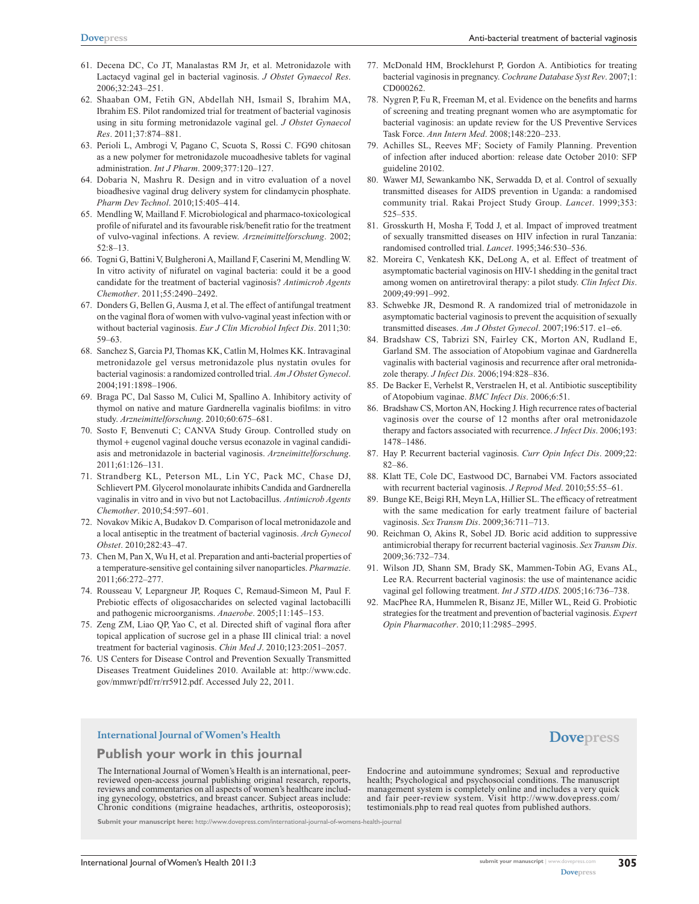61. Decena DC, Co JT, Manalastas RM Jr, et al. Metronidazole with Lactacyd vaginal gel in bacterial vaginosis. *J Obstet Gynaecol Res*. 2006;32:243–251.
62. Shaaban OM, Fetih GN, Abdellah NH, Ismail S, Ibrahim MA, Ibrahim ES. Pilot randomized trial for treatment of bacterial vaginosis using in situ forming metronidazole vaginal gel. *J Obstet Gynaecol Res*. 2011;37:874–881.
63. Perioli L, Ambrogi V, Pagano C, Scuota S, Rossi C. FG90 chitosan as a new polymer for metronidazole mucoadhesive tablets for vaginal administration. *Int J Pharm*. 2009;377:120–127.
64. Dobaria N, Mashru R. Design and in vitro evaluation of a novel bioadhesive vaginal drug delivery system for clindamycin phosphate. *Pharm Dev Technol*. 2010;15:405–414.
65. Mendling W, Mailland F. Microbiological and pharmaco-toxicological profile of nifuratel and its favourable risk/benefit ratio for the treatment of vulvo-vaginal infections. A review. *Arzneimittelforschung*. 2002; 52:8–13.
66. Togni G, Battini V, Bulgheroni A, Mailland F, Caserini M, Mendling W. In vitro activity of nifuratel on vaginal bacteria: could it be a good candidate for the treatment of bacterial vaginosis? *Antimicrob Agents Chemother*. 2011;55:2490–2492.
67. Donders G, Bellen G, Ausma J, et al. The effect of antifungal treatment on the vaginal flora of women with vulvo-vaginal yeast infection with or without bacterial vaginosis. *Eur J Clin Microbiol Infect Dis*. 2011;30: 59–63.
68. Sanchez S, Garcia PJ, Thomas KK, Catlin M, Holmes KK. Intravaginal metronidazole gel versus metronidazole plus nystatin ovules for bacterial vaginosis: a randomized controlled trial. *Am J Obstet Gynecol*. 2004;191:1898–1906.
69. Braga PC, Dal Sasso M, Culici M, Spallino A. Inhibitory activity of thymol on native and mature Gardnerella vaginalis biofilms: in vitro study. *Arzneimittelforschung*. 2010;60:675–681.
70. Sosto F, Benvenuti C; CANVA Study Group. Controlled study on thymol + eugenol vaginal douche versus econazole in vaginal candidiasis and metronidazole in bacterial vaginosis. *Arzneimittelforschung*. 2011;61:126–131.
71. Strandberg KL, Peterson ML, Lin YC, Pack MC, Chase DJ, Schlievert PM. Glycerol monolaurate inhibits Candida and Gardnerella vaginalis in vitro and in vivo but not Lactobacillus. *Antimicrob Agents Chemother*. 2010;54:597–601.
72. Novakov Mikic A, Budakov D. Comparison of local metronidazole and a local antiseptic in the treatment of bacterial vaginosis. *Arch Gynecol Obstet*. 2010;282:43–47.
73. Chen M, Pan X, Wu H, et al. Preparation and anti-bacterial properties of a temperature-sensitive gel containing silver nanoparticles. *Pharmazie*. 2011;66:272–277.
74. Rousseau V, Lepargneur JP, Roques C, Remaud-Simeon M, Paul F. Prebiotic effects of oligosaccharides on selected vaginal lactobacilli and pathogenic microorganisms. *Anaerobe*. 2005;11:145–153.
75. Zeng ZM, Liao QP, Yao C, et al. Directed shift of vaginal flora after topical application of sucrose gel in a phase III clinical trial: a novel treatment for bacterial vaginosis. *Chin Med J*. 2010;123:2051–2057.
76. US Centers for Disease Control and Prevention Sexually Transmitted Diseases Treatment Guidelines 2010. Available at: http://www.cdc.gov/mmwr/pdf/rr/rr5912.pdf. Accessed July 22, 2011.
77. McDonald HM, Brocklehurst P, Gordon A. Antibiotics for treating bacterial vaginosis in pregnancy. *Cochrane Database Syst Rev*. 2007;1: CD000262.
78. Nygren P, Fu R, Freeman M, et al. Evidence on the benefits and harms of screening and treating pregnant women who are asymptomatic for bacterial vaginosis: an update review for the US Preventive Services Task Force. *Ann Intern Med*. 2008;148:220–233.
79. Achilles SL, Reeves MF; Society of Family Planning. Prevention of infection after induced abortion: release date October 2010: SFP guideline 20102.
80. Wawer MJ, Sewankambo NK, Serwadda D, et al. Control of sexually transmitted diseases for AIDS prevention in Uganda: a randomised community trial. Rakai Project Study Group. *Lancet*. 1999;353: 525–535.
81. Grosskurth H, Mosha F, Todd J, et al. Impact of improved treatment of sexually transmitted diseases on HIV infection in rural Tanzania: randomised controlled trial. *Lancet*. 1995;346:530–536.
82. Moreira C, Venkatesh KK, DeLong A, et al. Effect of treatment of asymptomatic bacterial vaginosis on HIV-1 shedding in the genital tract among women on antiretroviral therapy: a pilot study. *Clin Infect Dis*. 2009;49:991–992.
83. Schwebke JR, Desmond R. A randomized trial of metronidazole in asymptomatic bacterial vaginosis to prevent the acquisition of sexually transmitted diseases. *Am J Obstet Gynecol*. 2007;196:517. e1–e6.
84. Bradshaw CS, Tabrizi SN, Fairley CK, Morton AN, Rudland E, Garland SM. The association of Atopobium vaginae and Gardnerella vaginalis with bacterial vaginosis and recurrence after oral metronidazole therapy. *J Infect Dis*. 2006;194:828–836.
85. De Backer E, Verhelst R, Verstraelen H, et al. Antibiotic susceptibility of Atopobium vaginae. *BMC Infect Dis*. 2006;6:51.
86. Bradshaw CS, Morton AN, Hocking J. High recurrence rates of bacterial vaginosis over the course of 12 months after oral metronidazole therapy and factors associated with recurrence. *J Infect Dis*. 2006;193: 1478–1486.
87. Hay P. Recurrent bacterial vaginosis. *Curr Opin Infect Dis*. 2009;22: 82–86.
88. Klatt TE, Cole DC, Eastwood DC, Barnabei VM. Factors associated with recurrent bacterial vaginosis. *J Reprod Med*. 2010;55:55–61.
89. Bunge KE, Beigi RH, Meyn LA, Hillier SL. The efficacy of retreatment with the same medication for early treatment failure of bacterial vaginosis. *Sex Transm Dis*. 2009;36:711–713.
90. Reichman O, Akins R, Sobel JD. Boric acid addition to suppressive antimicrobial therapy for recurrent bacterial vaginosis. *Sex Transm Dis*. 2009;36:732–734.
91. Wilson JD, Shann SM, Brady SK, Mammen-Tobin AG, Evans AL, Lee RA. Recurrent bacterial vaginosis: the use of maintenance acidic vaginal gel following treatment. *Int J STD AIDS*. 2005;16:736–738.
92. MacPhee RA, Hummelen R, Bisanz JE, Miller WL, Reid G. Probiotic strategies for the treatment and prevention of bacterial vaginosis. *Expert Opin Pharmacother*. 2010;11:2985–2995.

**International Journal of Women's Health**

**Publish your work in this journal**

The International Journal of Women's Health is an international, peer-reviewed open-access journal publishing original research, reports, reviews and commentaries on all aspects of women's healthcare including gynecology, obstetrics, and breast cancer. Subject areas include: Chronic conditions (migraine headaches, arthritis, osteoporosis); Endocrine and autoimmune syndromes; Sexual and reproductive health; Psychological and psychosocial conditions. The manuscript management system is completely online and includes a very quick and fair peer-review system. Visit http://www.dovepress.com/testimonials.php to read real quotes from published authors.

**Submit your manuscript here:** http://www.dovepress.com/international-journal-of-womens-health-journal